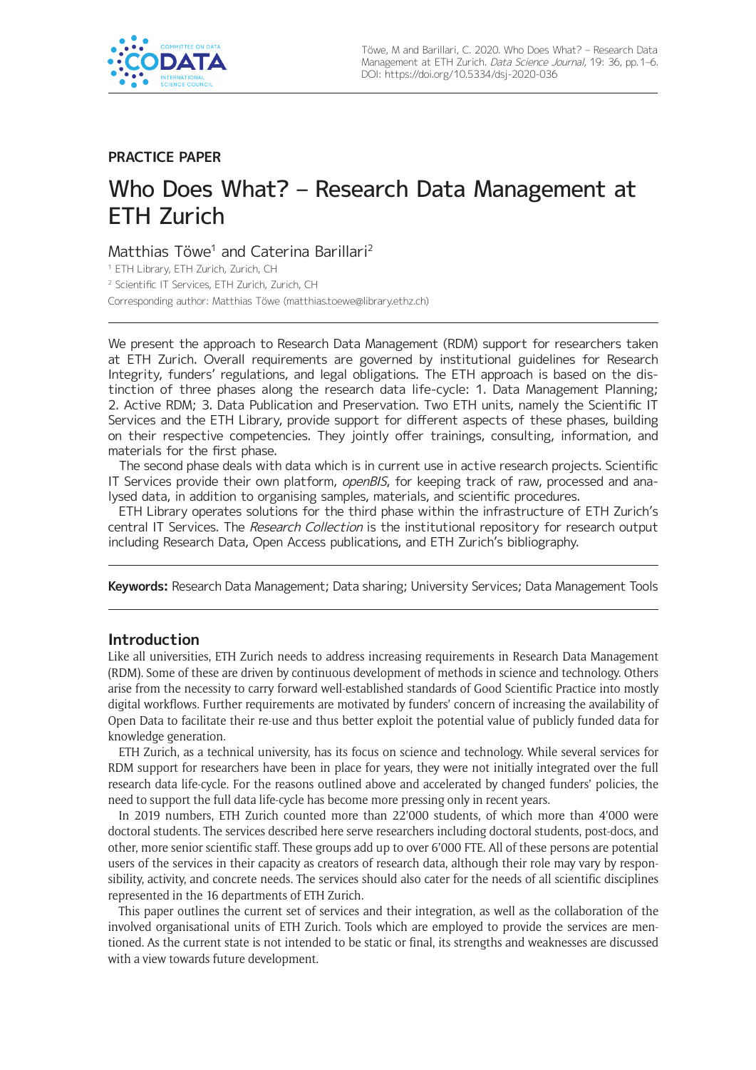**PRACTICE PAPER**

# Who Does What? – Research Data Management at ETH Zurich

Matthias Töwe[1] and Caterina Barillari[2]

[1] ETH Library, ETH Zurich, Zurich, CH

[2] Scientific IT Services, ETH Zurich, Zurich, CH

Corresponding author: Matthias Töwe (matthias.toewe@library.ethz.ch)

We present the approach to Research Data Management (RDM) support for researchers taken at ETH Zurich. Overall requirements are governed by institutional guidelines for Research Integrity, funders' regulations, and legal obligations. The ETH approach is based on the distinction of three phases along the research data life-cycle: 1. Data Management Planning; 2. Active RDM; 3. Data Publication and Preservation. Two ETH units, namely the Scientific IT Services and the ETH Library, provide support for different aspects of these phases, building on their respective competencies. They jointly offer trainings, consulting, information, and materials for the first phase.

The second phase deals with data which is in current use in active research projects. Scientific IT Services provide their own platform, *openBIS*, for keeping track of raw, processed and analysed data, in addition to organising samples, materials, and scientific procedures.

ETH Library operates solutions for the third phase within the infrastructure of ETH Zurich's central IT Services. The *Research Collection* is the institutional repository for research output including Research Data, Open Access publications, and ETH Zurich's bibliography.

**Keywords:** Research Data Management; Data sharing; University Services; Data Management Tools

## Introduction

Like all universities, ETH Zurich needs to address increasing requirements in Research Data Management (RDM). Some of these are driven by continuous development of methods in science and technology. Others arise from the necessity to carry forward well-established standards of Good Scientific Practice into mostly digital workflows. Further requirements are motivated by funders' concern of increasing the availability of Open Data to facilitate their re-use and thus better exploit the potential value of publicly funded data for knowledge generation.

ETH Zurich, as a technical university, has its focus on science and technology. While several services for RDM support for researchers have been in place for years, they were not initially integrated over the full research data life-cycle. For the reasons outlined above and accelerated by changed funders' policies, the need to support the full data life-cycle has become more pressing only in recent years.

In 2019 numbers, ETH Zurich counted more than 22'000 students, of which more than 4'000 were doctoral students. The services described here serve researchers including doctoral students, post-docs, and other, more senior scientific staff. These groups add up to over 6'000 FTE. All of these persons are potential users of the services in their capacity as creators of research data, although their role may vary by responsibility, activity, and concrete needs. The services should also cater for the needs of all scientific disciplines represented in the 16 departments of ETH Zurich.

This paper outlines the current set of services and their integration, as well as the collaboration of the involved organisational units of ETH Zurich. Tools which are employed to provide the services are mentioned. As the current state is not intended to be static or final, its strengths and weaknesses are discussed with a view towards future development.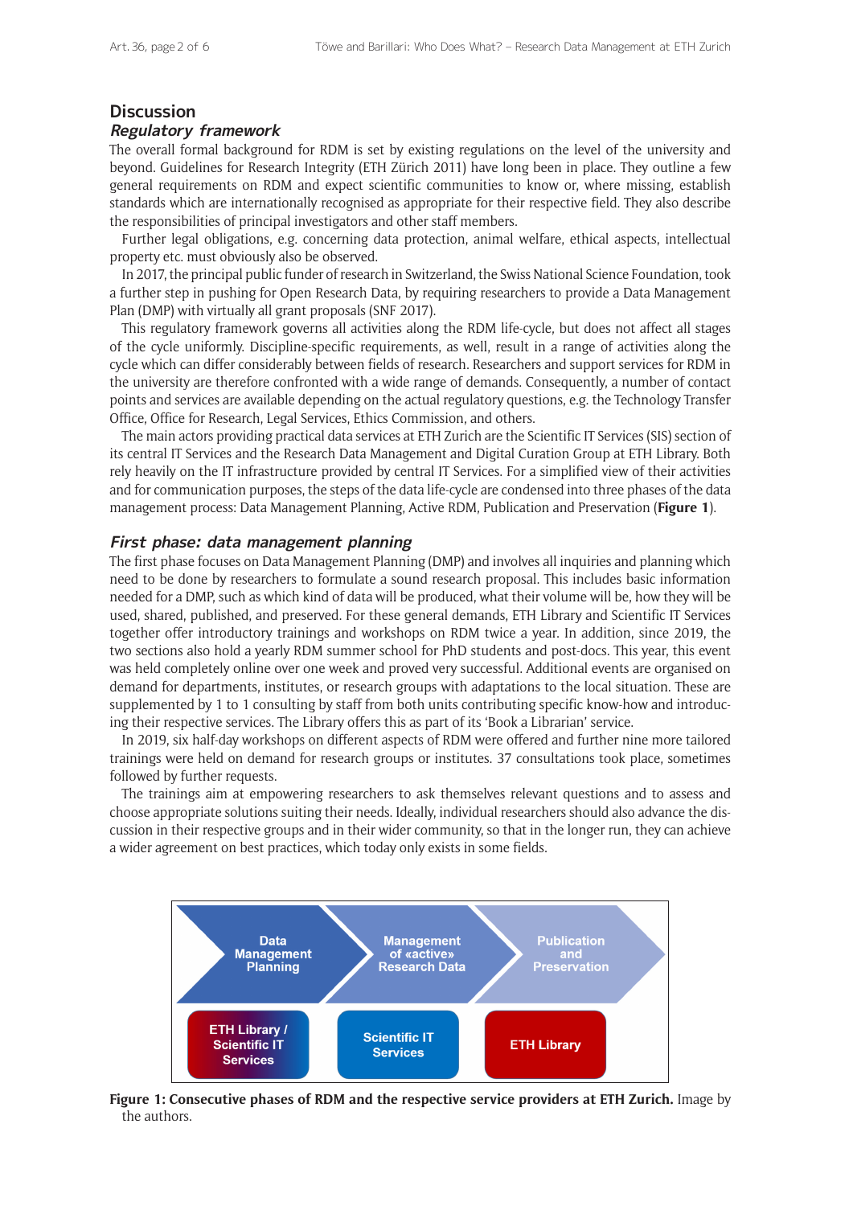## Discussion

### *Regulatory framework*

The overall formal background for RDM is set by existing regulations on the level of the university and beyond. Guidelines for Research Integrity (ETH Zürich 2011) have long been in place. They outline a few general requirements on RDM and expect scientific communities to know or, where missing, establish standards which are internationally recognised as appropriate for their respective field. They also describe the responsibilities of principal investigators and other staff members.

Further legal obligations, e.g. concerning data protection, animal welfare, ethical aspects, intellectual property etc. must obviously also be observed.

In 2017, the principal public funder of research in Switzerland, the Swiss National Science Foundation, took a further step in pushing for Open Research Data, by requiring researchers to provide a Data Management Plan (DMP) with virtually all grant proposals (SNF 2017).

This regulatory framework governs all activities along the RDM life-cycle, but does not affect all stages of the cycle uniformly. Discipline-specific requirements, as well, result in a range of activities along the cycle which can differ considerably between fields of research. Researchers and support services for RDM in the university are therefore confronted with a wide range of demands. Consequently, a number of contact points and services are available depending on the actual regulatory questions, e.g. the Technology Transfer Office, Office for Research, Legal Services, Ethics Commission, and others.

The main actors providing practical data services at ETH Zurich are the Scientific IT Services (SIS) section of its central IT Services and the Research Data Management and Digital Curation Group at ETH Library. Both rely heavily on the IT infrastructure provided by central IT Services. For a simplified view of their activities and for communication purposes, the steps of the data life-cycle are condensed into three phases of the data management process: Data Management Planning, Active RDM, Publication and Preservation (**Figure 1**).

### *First phase: data management planning*

The first phase focuses on Data Management Planning (DMP) and involves all inquiries and planning which need to be done by researchers to formulate a sound research proposal. This includes basic information needed for a DMP, such as which kind of data will be produced, what their volume will be, how they will be used, shared, published, and preserved. For these general demands, ETH Library and Scientific IT Services together offer introductory trainings and workshops on RDM twice a year. In addition, since 2019, the two sections also hold a yearly RDM summer school for PhD students and post-docs. This year, this event was held completely online over one week and proved very successful. Additional events are organised on demand for departments, institutes, or research groups with adaptations to the local situation. These are supplemented by 1 to 1 consulting by staff from both units contributing specific know-how and introducing their respective services. The Library offers this as part of its 'Book a Librarian' service.

In 2019, six half-day workshops on different aspects of RDM were offered and further nine more tailored trainings were held on demand for research groups or institutes. 37 consultations took place, sometimes followed by further requests.

The trainings aim at empowering researchers to ask themselves relevant questions and to assess and choose appropriate solutions suiting their needs. Ideally, individual researchers should also advance the discussion in their respective groups and in their wider community, so that in the longer run, they can achieve a wider agreement on best practices, which today only exists in some fields.

| Data Management Planning | Management of «active» Research Data | Publication and Preservation |
| --- | --- | --- |
| ETH Library / Scientific IT Services | Scientific IT Services | ETH Library |

**Figure 1: Consecutive phases of RDM and the respective service providers at ETH Zurich.** Image by the authors.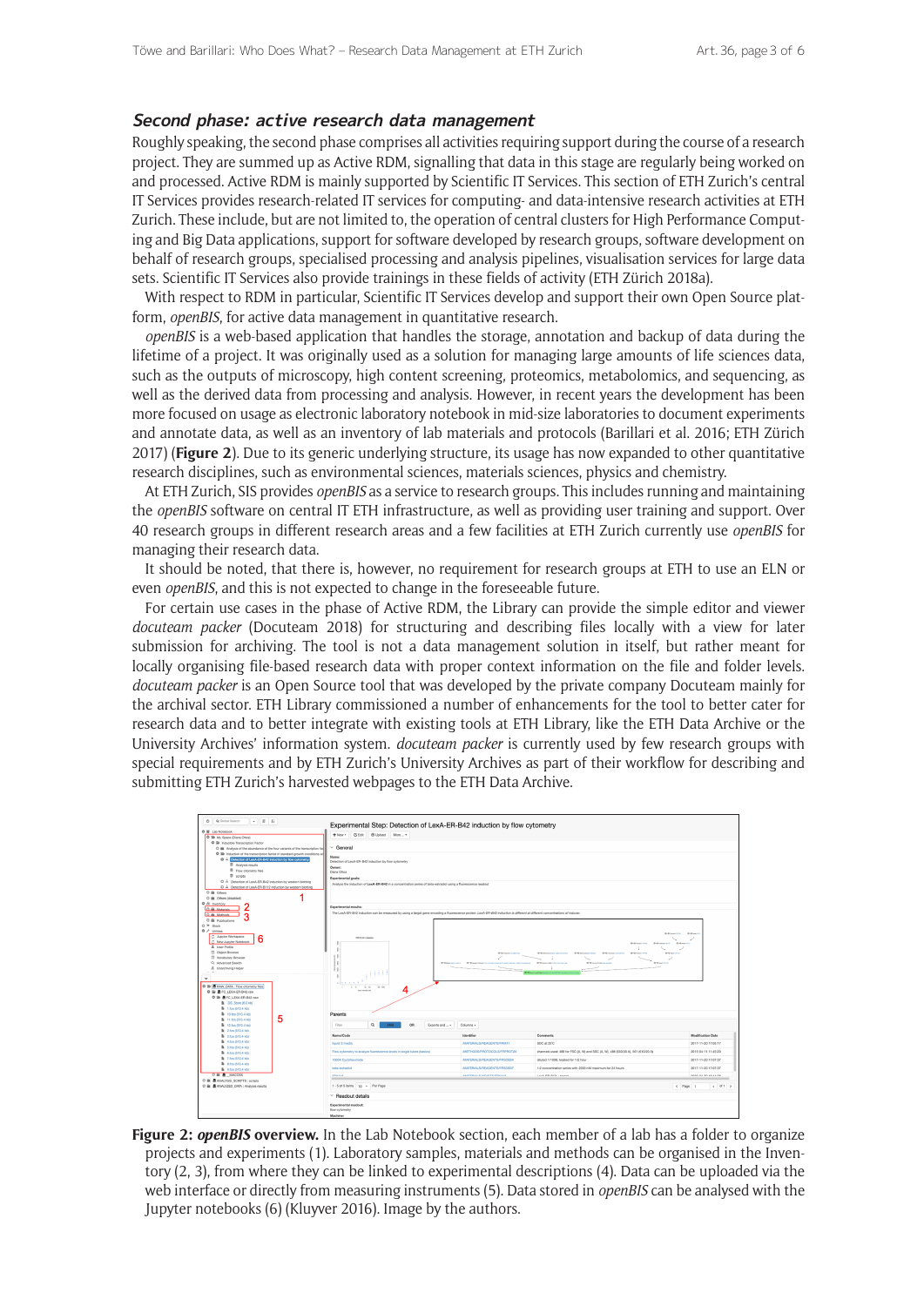### *Second phase: active research data management*

Roughly speaking, the second phase comprises all activities requiring support during the course of a research project. They are summed up as Active RDM, signalling that data in this stage are regularly being worked on and processed. Active RDM is mainly supported by Scientific IT Services. This section of ETH Zurich's central IT Services provides research-related IT services for computing- and data-intensive research activities at ETH Zurich. These include, but are not limited to, the operation of central clusters for High Performance Computing and Big Data applications, support for software developed by research groups, software development on behalf of research groups, specialised processing and analysis pipelines, visualisation services for large data sets. Scientific IT Services also provide trainings in these fields of activity (ETH Zürich 2018a).

With respect to RDM in particular, Scientific IT Services develop and support their own Open Source platform, *openBIS*, for active data management in quantitative research.

*openBIS* is a web-based application that handles the storage, annotation and backup of data during the lifetime of a project. It was originally used as a solution for managing large amounts of life sciences data, such as the outputs of microscopy, high content screening, proteomics, metabolomics, and sequencing, as well as the derived data from processing and analysis. However, in recent years the development has been more focused on usage as electronic laboratory notebook in mid-size laboratories to document experiments and annotate data, as well as an inventory of lab materials and protocols (Barillari et al. 2016; ETH Zürich 2017) (**Figure 2**). Due to its generic underlying structure, its usage has now expanded to other quantitative research disciplines, such as environmental sciences, materials sciences, physics and chemistry.

At ETH Zurich, SIS provides *openBIS* as a service to research groups. This includes running and maintaining the *openBIS* software on central IT ETH infrastructure, as well as providing user training and support. Over 40 research groups in different research areas and a few facilities at ETH Zurich currently use *openBIS* for managing their research data.

It should be noted, that there is, however, no requirement for research groups at ETH to use an ELN or even *openBIS*, and this is not expected to change in the foreseeable future.

For certain use cases in the phase of Active RDM, the Library can provide the simple editor and viewer *docuteam packer* (Docuteam 2018) for structuring and describing files locally with a view for later submission for archiving. The tool is not a data management solution in itself, but rather meant for locally organising file-based research data with proper context information on the file and folder levels. *docuteam packer* is an Open Source tool that was developed by the private company Docuteam mainly for the archival sector. ETH Library commissioned a number of enhancements for the tool to better cater for research data and to better integrate with existing tools at ETH Library, like the ETH Data Archive or the University Archives' information system. *docuteam packer* is currently used by few research groups with special requirements and by ETH Zurich's University Archives as part of their workflow for describing and submitting ETH Zurich's harvested webpages to the ETH Data Archive.

**Figure 2:** ***openBIS*** **overview.** In the Lab Notebook section, each member of a lab has a folder to organize projects and experiments (1). Laboratory samples, materials and methods can be organised in the Inventory (2, 3), from where they can be linked to experimental descriptions (4). Data can be uploaded via the web interface or directly from measuring instruments (5). Data stored in *openBIS* can be analysed with the Jupyter notebooks (6) (Kluyver 2016). Image by the authors.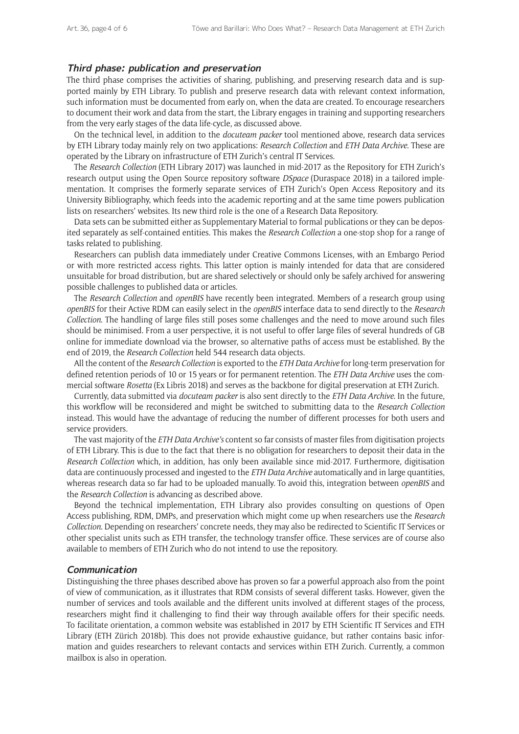### *Third phase: publication and preservation*

The third phase comprises the activities of sharing, publishing, and preserving research data and is supported mainly by ETH Library. To publish and preserve research data with relevant context information, such information must be documented from early on, when the data are created. To encourage researchers to document their work and data from the start, the Library engages in training and supporting researchers from the very early stages of the data life-cycle, as discussed above.

On the technical level, in addition to the *docuteam packer* tool mentioned above, research data services by ETH Library today mainly rely on two applications: *Research Collection* and *ETH Data Archive*. These are operated by the Library on infrastructure of ETH Zurich's central IT Services.

The *Research Collection* (ETH Library 2017) was launched in mid-2017 as the Repository for ETH Zurich's research output using the Open Source repository software *DSpace* (Duraspace 2018) in a tailored implementation. It comprises the formerly separate services of ETH Zurich's Open Access Repository and its University Bibliography, which feeds into the academic reporting and at the same time powers publication lists on researchers' websites. Its new third role is the one of a Research Data Repository.

Data sets can be submitted either as Supplementary Material to formal publications or they can be deposited separately as self-contained entities. This makes the *Research Collection* a one-stop shop for a range of tasks related to publishing.

Researchers can publish data immediately under Creative Commons Licenses, with an Embargo Period or with more restricted access rights. This latter option is mainly intended for data that are considered unsuitable for broad distribution, but are shared selectively or should only be safely archived for answering possible challenges to published data or articles.

The *Research Collection* and *openBIS* have recently been integrated. Members of a research group using *openBIS* for their Active RDM can easily select in the *openBIS* interface data to send directly to the *Research Collection*. The handling of large files still poses some challenges and the need to move around such files should be minimised. From a user perspective, it is not useful to offer large files of several hundreds of GB online for immediate download via the browser, so alternative paths of access must be established. By the end of 2019, the *Research Collection* held 544 research data objects.

All the content of the *Research Collection* is exported to the *ETH Data Archive* for long-term preservation for defined retention periods of 10 or 15 years or for permanent retention. The *ETH Data Archive* uses the commercial software *Rosetta* (Ex Libris 2018) and serves as the backbone for digital preservation at ETH Zurich.

Currently, data submitted via *docuteam packer* is also sent directly to the *ETH Data Archive*. In the future, this workflow will be reconsidered and might be switched to submitting data to the *Research Collection* instead. This would have the advantage of reducing the number of different processes for both users and service providers.

The vast majority of the *ETH Data Archive's* content so far consists of master files from digitisation projects of ETH Library. This is due to the fact that there is no obligation for researchers to deposit their data in the *Research Collection* which, in addition, has only been available since mid-2017. Furthermore, digitisation data are continuously processed and ingested to the *ETH Data Archive* automatically and in large quantities, whereas research data so far had to be uploaded manually. To avoid this, integration between *openBIS* and the *Research Collection* is advancing as described above.

Beyond the technical implementation, ETH Library also provides consulting on questions of Open Access publishing, RDM, DMPs, and preservation which might come up when researchers use the *Research Collection*. Depending on researchers' concrete needs, they may also be redirected to Scientific IT Services or other specialist units such as ETH transfer, the technology transfer office. These services are of course also available to members of ETH Zurich who do not intend to use the repository.

### *Communication*

Distinguishing the three phases described above has proven so far a powerful approach also from the point of view of communication, as it illustrates that RDM consists of several different tasks. However, given the number of services and tools available and the different units involved at different stages of the process, researchers might find it challenging to find their way through available offers for their specific needs. To facilitate orientation, a common website was established in 2017 by ETH Scientific IT Services and ETH Library (ETH Zürich 2018b). This does not provide exhaustive guidance, but rather contains basic information and guides researchers to relevant contacts and services within ETH Zurich. Currently, a common mailbox is also in operation.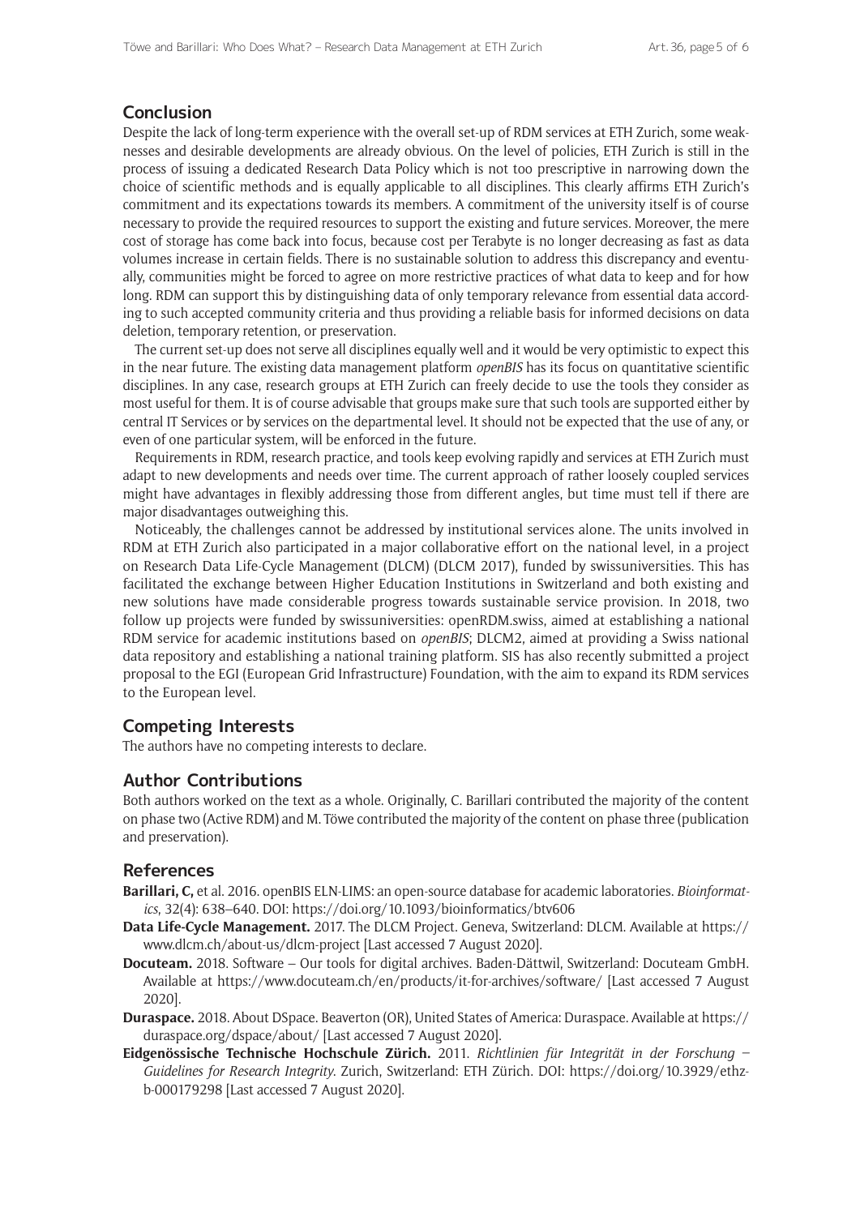## Conclusion

Despite the lack of long-term experience with the overall set-up of RDM services at ETH Zurich, some weaknesses and desirable developments are already obvious. On the level of policies, ETH Zurich is still in the process of issuing a dedicated Research Data Policy which is not too prescriptive in narrowing down the choice of scientific methods and is equally applicable to all disciplines. This clearly affirms ETH Zurich's commitment and its expectations towards its members. A commitment of the university itself is of course necessary to provide the required resources to support the existing and future services. Moreover, the mere cost of storage has come back into focus, because cost per Terabyte is no longer decreasing as fast as data volumes increase in certain fields. There is no sustainable solution to address this discrepancy and eventually, communities might be forced to agree on more restrictive practices of what data to keep and for how long. RDM can support this by distinguishing data of only temporary relevance from essential data according to such accepted community criteria and thus providing a reliable basis for informed decisions on data deletion, temporary retention, or preservation.

The current set-up does not serve all disciplines equally well and it would be very optimistic to expect this in the near future. The existing data management platform *openBIS* has its focus on quantitative scientific disciplines. In any case, research groups at ETH Zurich can freely decide to use the tools they consider as most useful for them. It is of course advisable that groups make sure that such tools are supported either by central IT Services or by services on the departmental level. It should not be expected that the use of any, or even of one particular system, will be enforced in the future.

Requirements in RDM, research practice, and tools keep evolving rapidly and services at ETH Zurich must adapt to new developments and needs over time. The current approach of rather loosely coupled services might have advantages in flexibly addressing those from different angles, but time must tell if there are major disadvantages outweighing this.

Noticeably, the challenges cannot be addressed by institutional services alone. The units involved in RDM at ETH Zurich also participated in a major collaborative effort on the national level, in a project on Research Data Life-Cycle Management (DLCM) (DLCM 2017), funded by swissuniversities. This has facilitated the exchange between Higher Education Institutions in Switzerland and both existing and new solutions have made considerable progress towards sustainable service provision. In 2018, two follow up projects were funded by swissuniversities: openRDM.swiss, aimed at establishing a national RDM service for academic institutions based on *openBIS*; DLCM2, aimed at providing a Swiss national data repository and establishing a national training platform. SIS has also recently submitted a project proposal to the EGI (European Grid Infrastructure) Foundation, with the aim to expand its RDM services to the European level.

## Competing Interests

The authors have no competing interests to declare.

## Author Contributions

Both authors worked on the text as a whole. Originally, C. Barillari contributed the majority of the content on phase two (Active RDM) and M. Töwe contributed the majority of the content on phase three (publication and preservation).

## References

**Barillari, C,** et al. 2016. openBIS ELN-LIMS: an open-source database for academic laboratories. *Bioinformatics*, 32(4): 638–640. DOI: https://doi.org/10.1093/bioinformatics/btv606

**Data Life-Cycle Management.** 2017. The DLCM Project. Geneva, Switzerland: DLCM. Available at https://www.dlcm.ch/about-us/dlcm-project [Last accessed 7 August 2020].

**Docuteam.** 2018. Software – Our tools for digital archives. Baden-Dättwil, Switzerland: Docuteam GmbH. Available at https://www.docuteam.ch/en/products/it-for-archives/software/ [Last accessed 7 August 2020].

**Duraspace.** 2018. About DSpace. Beaverton (OR), United States of America: Duraspace. Available at https://duraspace.org/dspace/about/ [Last accessed 7 August 2020].

**Eidgenössische Technische Hochschule Zürich.** 2011. *Richtlinien für Integrität in der Forschung – Guidelines for Research Integrity.* Zurich, Switzerland: ETH Zürich. DOI: https://doi.org/10.3929/ethz-b-000179298 [Last accessed 7 August 2020].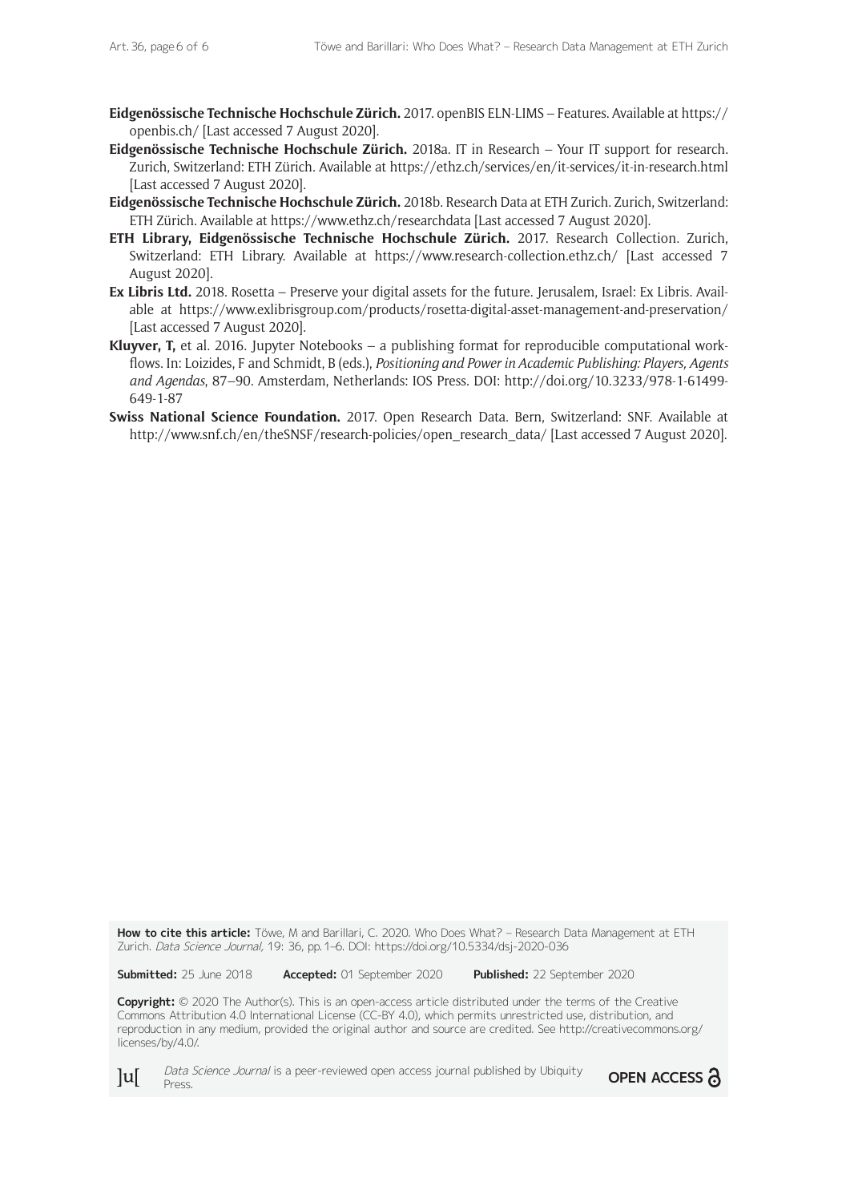**Eidgenössische Technische Hochschule Zürich.** 2017. openBIS ELN-LIMS – Features. Available at https://openbis.ch/ [Last accessed 7 August 2020].

**Eidgenössische Technische Hochschule Zürich.** 2018a. IT in Research – Your IT support for research. Zurich, Switzerland: ETH Zürich. Available at https://ethz.ch/services/en/it-services/it-in-research.html [Last accessed 7 August 2020].

**Eidgenössische Technische Hochschule Zürich.** 2018b. Research Data at ETH Zurich. Zurich, Switzerland: ETH Zürich. Available at https://www.ethz.ch/researchdata [Last accessed 7 August 2020].

**ETH Library, Eidgenössische Technische Hochschule Zürich.** 2017. Research Collection. Zurich, Switzerland: ETH Library. Available at https://www.research-collection.ethz.ch/ [Last accessed 7 August 2020].

**Ex Libris Ltd.** 2018. Rosetta – Preserve your digital assets for the future. Jerusalem, Israel: Ex Libris. Available at https://www.exlibrisgroup.com/products/rosetta-digital-asset-management-and-preservation/ [Last accessed 7 August 2020].

**Kluyver, T,** et al. 2016. Jupyter Notebooks – a publishing format for reproducible computational workflows. In: Loizides, F and Schmidt, B (eds.), *Positioning and Power in Academic Publishing: Players, Agents and Agendas*, 87–90. Amsterdam, Netherlands: IOS Press. DOI: http://doi.org/10.3233/978-1-61499-649-1-87

**Swiss National Science Foundation.** 2017. Open Research Data. Bern, Switzerland: SNF. Available at http://www.snf.ch/en/theSNSF/research-policies/open_research_data/ [Last accessed 7 August 2020].

**How to cite this article:** Töwe, M and Barillari, C. 2020. Who Does What? – Research Data Management at ETH Zurich. *Data Science Journal,* 19: 36, pp. 1–6. DOI: https://doi.org/10.5334/dsj-2020-036

**Submitted:** 25 June 2018 **Accepted:** 01 September 2020 **Published:** 22 September 2020

**Copyright:** © 2020 The Author(s). This is an open-access article distributed under the terms of the Creative Commons Attribution 4.0 International License (CC-BY 4.0), which permits unrestricted use, distribution, and reproduction in any medium, provided the original author and source are credited. See http://creativecommons.org/licenses/by/4.0/.

*Data Science Journal* is a peer-reviewed open access journal published by Ubiquity Press.

OPEN ACCESS